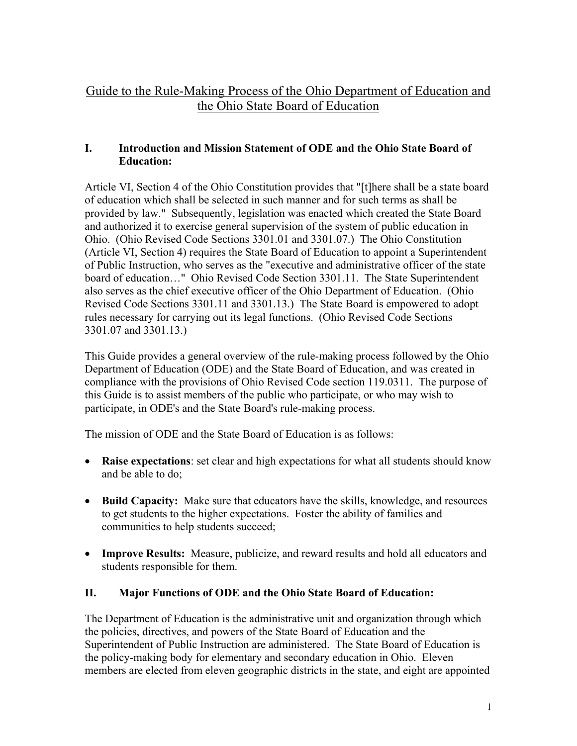# Guide to the Rule-Making Process of the Ohio Department of Education and the Ohio State Board of Education

## I. Introduction and Mission Statement of ODE and the Ohio State Board of Education:

Article VI, Section 4 of the Ohio Constitution provides that "[t]here shall be a state board of education which shall be selected in such manner and for such terms as shall be provided by law." Subsequently, legislation was enacted which created the State Board and authorized it to exercise general supervision of the system of public education in Ohio. (Ohio Revised Code Sections 3301.01 and 3301.07.) The Ohio Constitution (Article VI, Section 4) requires the State Board of Education to appoint a Superintendent of Public Instruction, who serves as the "executive and administrative officer of the state board of education…" Ohio Revised Code Section 3301.11. The State Superintendent also serves as the chief executive officer of the Ohio Department of Education. (Ohio Revised Code Sections 3301.11 and 3301.13.) The State Board is empowered to adopt rules necessary for carrying out its legal functions. (Ohio Revised Code Sections 3301.07 and 3301.13.)

This Guide provides a general overview of the rule-making process followed by the Ohio Department of Education (ODE) and the State Board of Education, and was created in compliance with the provisions of Ohio Revised Code section 119.0311. The purpose of this Guide is to assist members of the public who participate, or who may wish to participate, in ODE's and the State Board's rule-making process.

The mission of ODE and the State Board of Education is as follows:

- **Raise expectations**: set clear and high expectations for what all students should know and be able to do;
- **Build Capacity:** Make sure that educators have the skills, knowledge, and resources to get students to the higher expectations. Foster the ability of families and communities to help students succeed;
- **Improve Results:** Measure, publicize, and reward results and hold all educators and students responsible for them.

## II. Major Functions of ODE and the Ohio State Board of Education:

The Department of Education is the administrative unit and organization through which the policies, directives, and powers of the State Board of Education and the Superintendent of Public Instruction are administered. The State Board of Education is the policy-making body for elementary and secondary education in Ohio. Eleven members are elected from eleven geographic districts in the state, and eight are appointed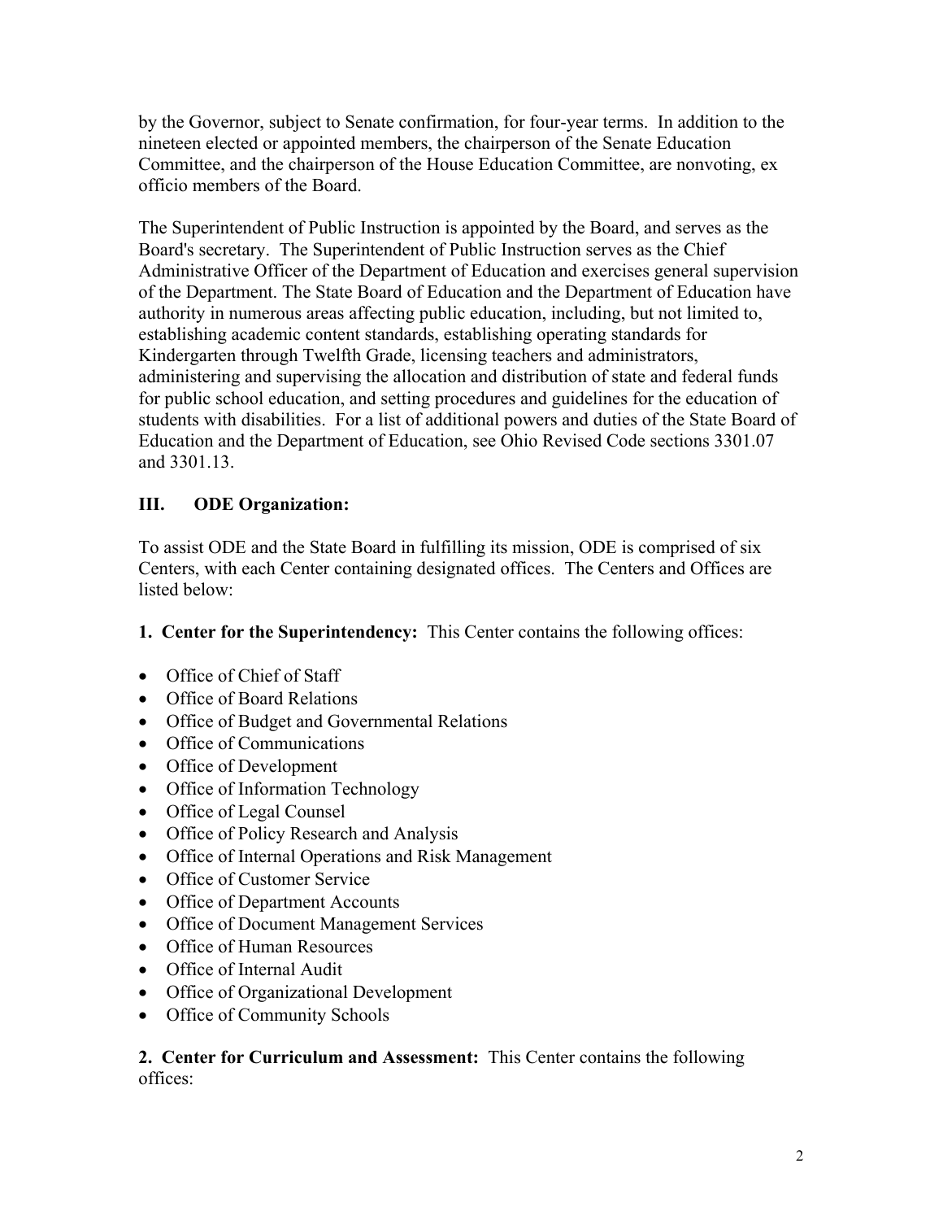by the Governor, subject to Senate confirmation, for four-year terms. In addition to the nineteen elected or appointed members, the chairperson of the Senate Education Committee, and the chairperson of the House Education Committee, are nonvoting, ex officio members of the Board.

The Superintendent of Public Instruction is appointed by the Board, and serves as the Board's secretary. The Superintendent of Public Instruction serves as the Chief Administrative Officer of the Department of Education and exercises general supervision of the Department. The State Board of Education and the Department of Education have authority in numerous areas affecting public education, including, but not limited to, establishing academic content standards, establishing operating standards for Kindergarten through Twelfth Grade, licensing teachers and administrators, administering and supervising the allocation and distribution of state and federal funds for public school education, and setting procedures and guidelines for the education of students with disabilities. For a list of additional powers and duties of the State Board of Education and the Department of Education, see Ohio Revised Code sections 3301.07 and 3301.13.

## III. ODE Organization:

To assist ODE and the State Board in fulfilling its mission, ODE is comprised of six Centers, with each Center containing designated offices. The Centers and Offices are listed below:

**1. Center for the Superintendency:** This Center contains the following offices:

- Office of Chief of Staff
- Office of Board Relations
- Office of Budget and Governmental Relations
- Office of Communications
- Office of Development
- Office of Information Technology
- Office of Legal Counsel
- Office of Policy Research and Analysis
- Office of Internal Operations and Risk Management
- Office of Customer Service
- Office of Department Accounts
- Office of Document Management Services
- Office of Human Resources
- Office of Internal Audit
- Office of Organizational Development
- Office of Community Schools

**2. Center for Curriculum and Assessment:** This Center contains the following offices: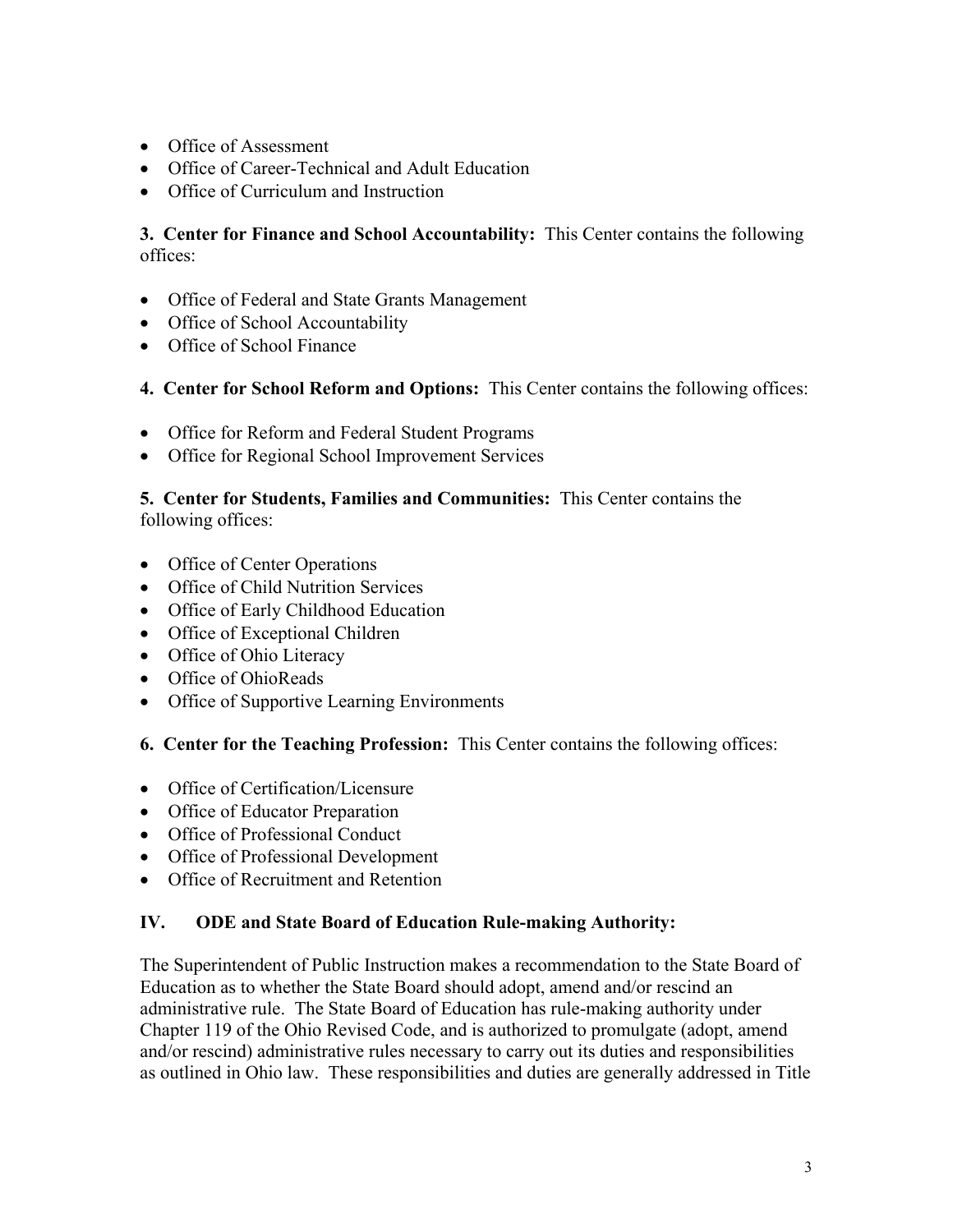- Office of Assessment
- Office of Career-Technical and Adult Education
- Office of Curriculum and Instruction

**3. Center for Finance and School Accountability:** This Center contains the following offices:

- Office of Federal and State Grants Management
- Office of School Accountability
- Office of School Finance

**4. Center for School Reform and Options:** This Center contains the following offices:

- Office for Reform and Federal Student Programs
- Office for Regional School Improvement Services

**5. Center for Students, Families and Communities:** This Center contains the following offices:

- Office of Center Operations
- Office of Child Nutrition Services
- Office of Early Childhood Education
- Office of Exceptional Children
- Office of Ohio Literacy
- Office of OhioReads
- Office of Supportive Learning Environments

**6. Center for the Teaching Profession:** This Center contains the following offices:

- Office of Certification/Licensure
- Office of Educator Preparation
- Office of Professional Conduct
- Office of Professional Development
- Office of Recruitment and Retention

## IV. ODE and State Board of Education Rule-making Authority:

The Superintendent of Public Instruction makes a recommendation to the State Board of Education as to whether the State Board should adopt, amend and/or rescind an administrative rule. The State Board of Education has rule-making authority under Chapter 119 of the Ohio Revised Code, and is authorized to promulgate (adopt, amend and/or rescind) administrative rules necessary to carry out its duties and responsibilities as outlined in Ohio law. These responsibilities and duties are generally addressed in Title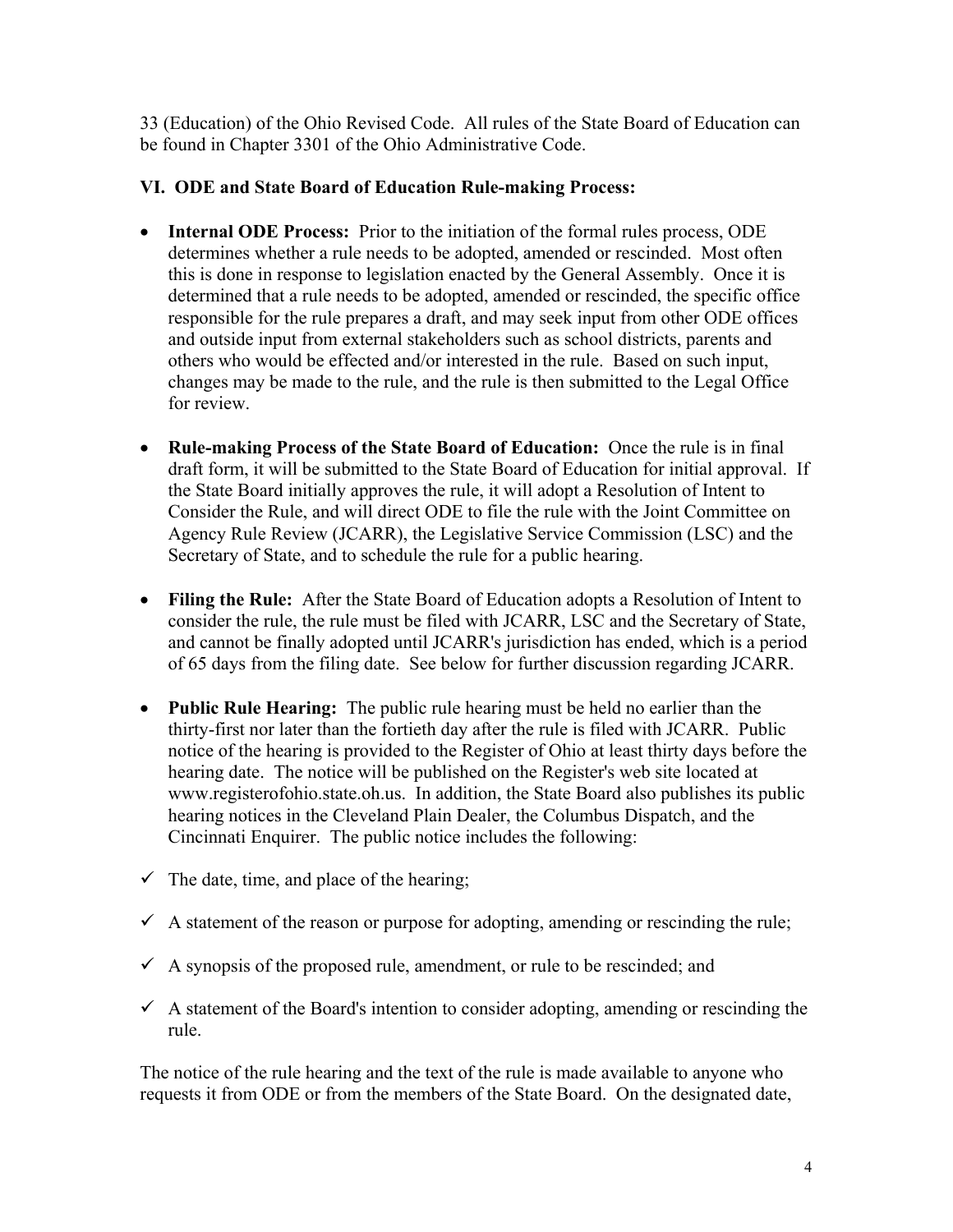33 (Education) of the Ohio Revised Code. All rules of the State Board of Education can be found in Chapter 3301 of the Ohio Administrative Code.

**VI. ODE and State Board of Education Rule-making Process:**

- **Internal ODE Process:** Prior to the initiation of the formal rules process, ODE determines whether a rule needs to be adopted, amended or rescinded. Most often this is done in response to legislation enacted by the General Assembly. Once it is determined that a rule needs to be adopted, amended or rescinded, the specific office responsible for the rule prepares a draft, and may seek input from other ODE offices and outside input from external stakeholders such as school districts, parents and others who would be effected and/or interested in the rule. Based on such input, changes may be made to the rule, and the rule is then submitted to the Legal Office for review.

- **Rule-making Process of the State Board of Education:** Once the rule is in final draft form, it will be submitted to the State Board of Education for initial approval. If the State Board initially approves the rule, it will adopt a Resolution of Intent to Consider the Rule, and will direct ODE to file the rule with the Joint Committee on Agency Rule Review (JCARR), the Legislative Service Commission (LSC) and the Secretary of State, and to schedule the rule for a public hearing.

- **Filing the Rule:** After the State Board of Education adopts a Resolution of Intent to consider the rule, the rule must be filed with JCARR, LSC and the Secretary of State, and cannot be finally adopted until JCARR's jurisdiction has ended, which is a period of 65 days from the filing date. See below for further discussion regarding JCARR.

- **Public Rule Hearing:** The public rule hearing must be held no earlier than the thirty-first nor later than the fortieth day after the rule is filed with JCARR. Public notice of the hearing is provided to the Register of Ohio at least thirty days before the hearing date. The notice will be published on the Register's web site located at www.registerofohio.state.oh.us. In addition, the State Board also publishes its public hearing notices in the Cleveland Plain Dealer, the Columbus Dispatch, and the Cincinnati Enquirer. The public notice includes the following:

✓ The date, time, and place of the hearing;

✓ A statement of the reason or purpose for adopting, amending or rescinding the rule;

✓ A synopsis of the proposed rule, amendment, or rule to be rescinded; and

✓ A statement of the Board's intention to consider adopting, amending or rescinding the rule.

The notice of the rule hearing and the text of the rule is made available to anyone who requests it from ODE or from the members of the State Board. On the designated date,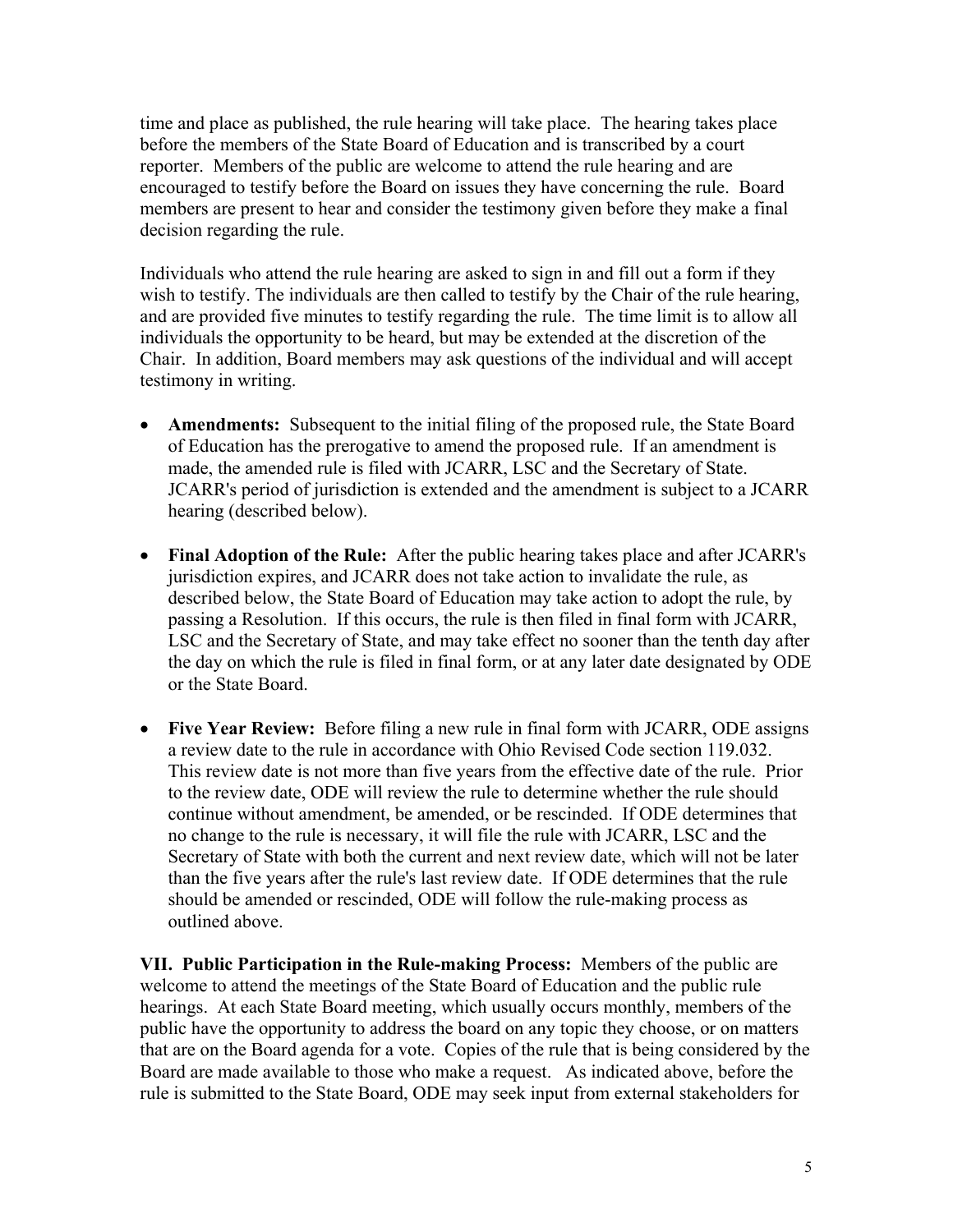time and place as published, the rule hearing will take place. The hearing takes place before the members of the State Board of Education and is transcribed by a court reporter. Members of the public are welcome to attend the rule hearing and are encouraged to testify before the Board on issues they have concerning the rule. Board members are present to hear and consider the testimony given before they make a final decision regarding the rule.

Individuals who attend the rule hearing are asked to sign in and fill out a form if they wish to testify. The individuals are then called to testify by the Chair of the rule hearing, and are provided five minutes to testify regarding the rule. The time limit is to allow all individuals the opportunity to be heard, but may be extended at the discretion of the Chair. In addition, Board members may ask questions of the individual and will accept testimony in writing.

- **Amendments:** Subsequent to the initial filing of the proposed rule, the State Board of Education has the prerogative to amend the proposed rule. If an amendment is made, the amended rule is filed with JCARR, LSC and the Secretary of State. JCARR's period of jurisdiction is extended and the amendment is subject to a JCARR hearing (described below).

- **Final Adoption of the Rule:** After the public hearing takes place and after JCARR's jurisdiction expires, and JCARR does not take action to invalidate the rule, as described below, the State Board of Education may take action to adopt the rule, by passing a Resolution. If this occurs, the rule is then filed in final form with JCARR, LSC and the Secretary of State, and may take effect no sooner than the tenth day after the day on which the rule is filed in final form, or at any later date designated by ODE or the State Board.

- **Five Year Review:** Before filing a new rule in final form with JCARR, ODE assigns a review date to the rule in accordance with Ohio Revised Code section 119.032. This review date is not more than five years from the effective date of the rule. Prior to the review date, ODE will review the rule to determine whether the rule should continue without amendment, be amended, or be rescinded. If ODE determines that no change to the rule is necessary, it will file the rule with JCARR, LSC and the Secretary of State with both the current and next review date, which will not be later than the five years after the rule's last review date. If ODE determines that the rule should be amended or rescinded, ODE will follow the rule-making process as outlined above.

**VII. Public Participation in the Rule-making Process:** Members of the public are welcome to attend the meetings of the State Board of Education and the public rule hearings. At each State Board meeting, which usually occurs monthly, members of the public have the opportunity to address the board on any topic they choose, or on matters that are on the Board agenda for a vote. Copies of the rule that is being considered by the Board are made available to those who make a request. As indicated above, before the rule is submitted to the State Board, ODE may seek input from external stakeholders for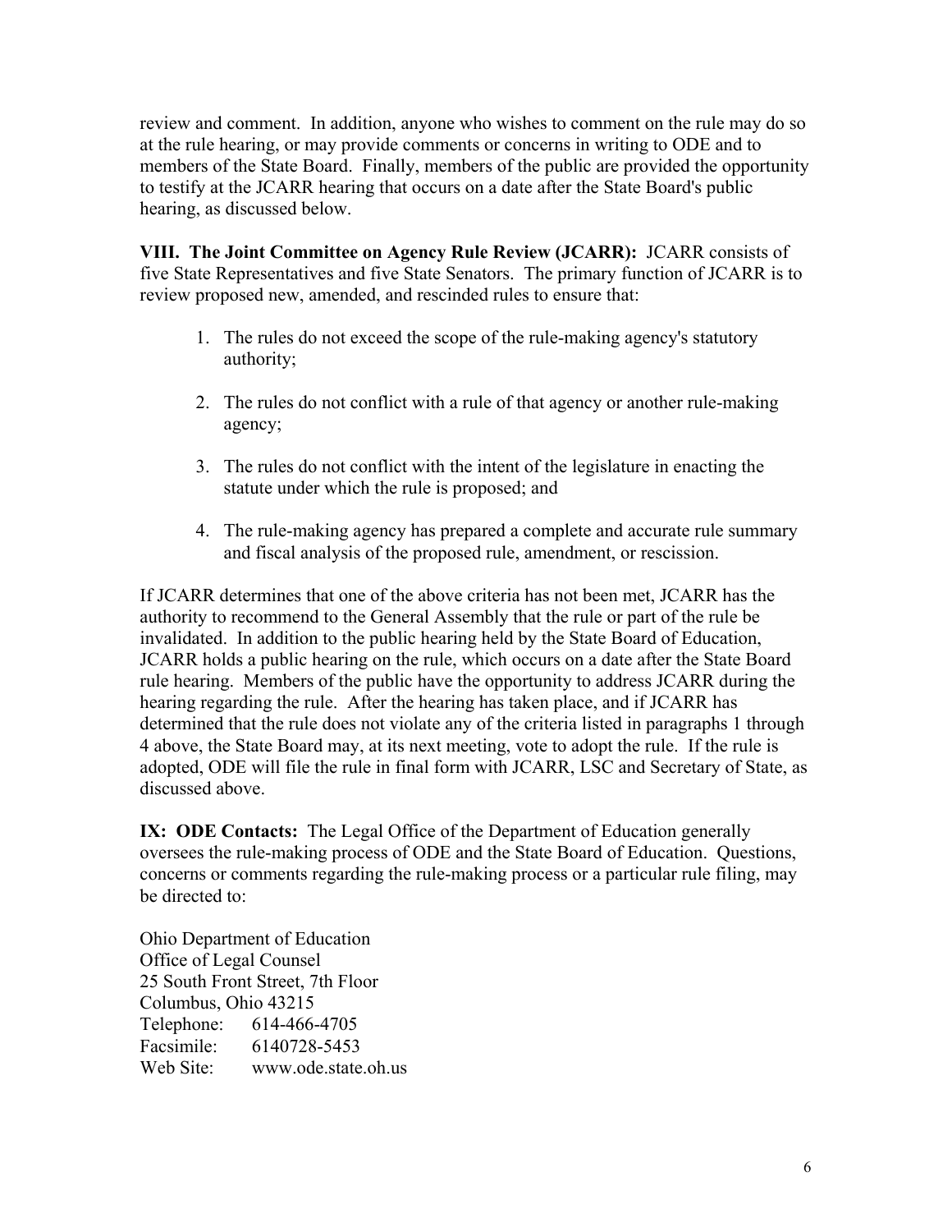review and comment. In addition, anyone who wishes to comment on the rule may do so at the rule hearing, or may provide comments or concerns in writing to ODE and to members of the State Board. Finally, members of the public are provided the opportunity to testify at the JCARR hearing that occurs on a date after the State Board's public hearing, as discussed below.

**VIII. The Joint Committee on Agency Rule Review (JCARR):** JCARR consists of five State Representatives and five State Senators. The primary function of JCARR is to review proposed new, amended, and rescinded rules to ensure that:

1. The rules do not exceed the scope of the rule-making agency's statutory authority;
2. The rules do not conflict with a rule of that agency or another rule-making agency;
3. The rules do not conflict with the intent of the legislature in enacting the statute under which the rule is proposed; and
4. The rule-making agency has prepared a complete and accurate rule summary and fiscal analysis of the proposed rule, amendment, or rescission.

If JCARR determines that one of the above criteria has not been met, JCARR has the authority to recommend to the General Assembly that the rule or part of the rule be invalidated. In addition to the public hearing held by the State Board of Education, JCARR holds a public hearing on the rule, which occurs on a date after the State Board rule hearing. Members of the public have the opportunity to address JCARR during the hearing regarding the rule. After the hearing has taken place, and if JCARR has determined that the rule does not violate any of the criteria listed in paragraphs 1 through 4 above, the State Board may, at its next meeting, vote to adopt the rule. If the rule is adopted, ODE will file the rule in final form with JCARR, LSC and Secretary of State, as discussed above.

**IX: ODE Contacts:** The Legal Office of the Department of Education generally oversees the rule-making process of ODE and the State Board of Education. Questions, concerns or comments regarding the rule-making process or a particular rule filing, may be directed to:

Ohio Department of Education
Office of Legal Counsel
25 South Front Street, 7th Floor
Columbus, Ohio 43215
Telephone: 614-466-4705
Facsimile: 6140728-5453
Web Site: www.ode.state.oh.us